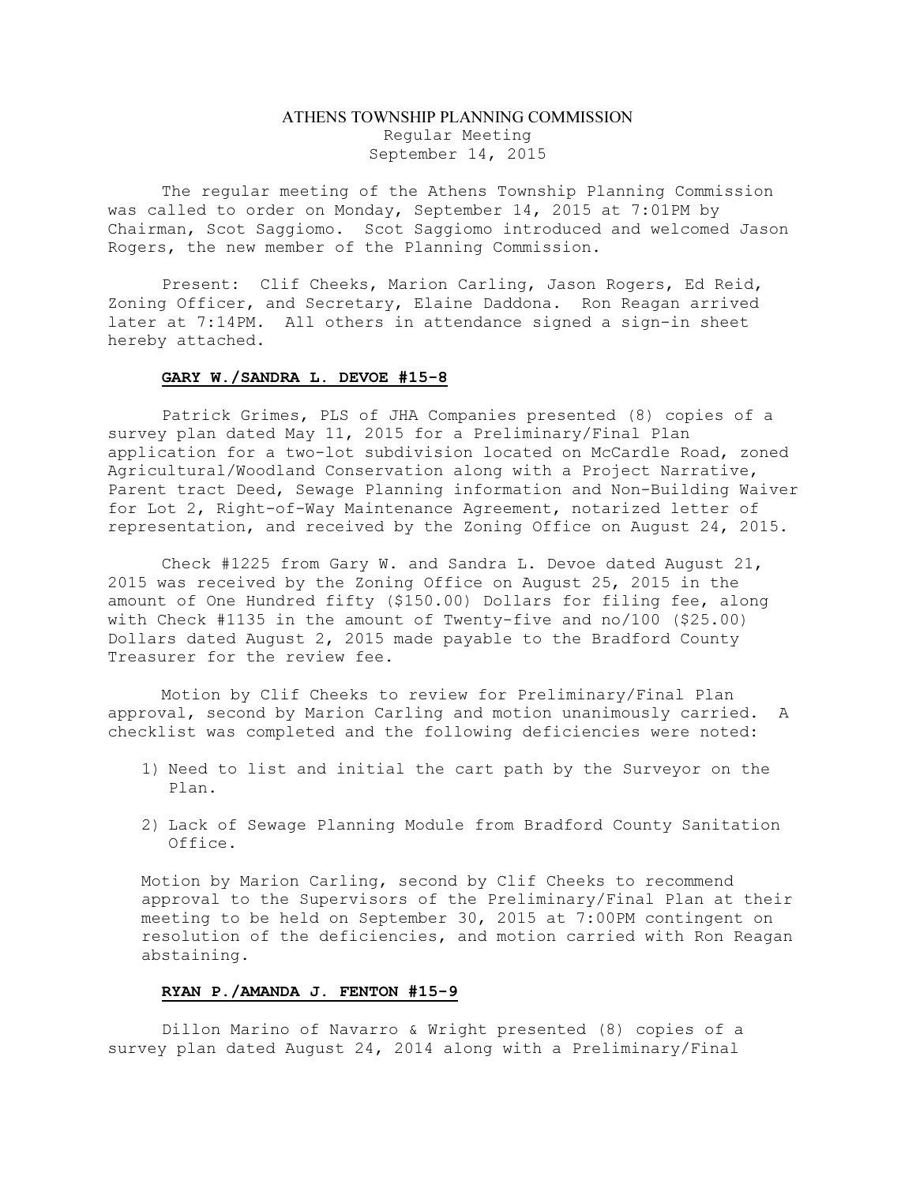# ATHENS TOWNSHIP PLANNING COMMISSION

Regular Meeting
September 14, 2015

The regular meeting of the Athens Township Planning Commission was called to order on Monday, September 14, 2015 at 7:01PM by Chairman, Scot Saggiomo. Scot Saggiomo introduced and welcomed Jason Rogers, the new member of the Planning Commission.

Present: Clif Cheeks, Marion Carling, Jason Rogers, Ed Reid, Zoning Officer, and Secretary, Elaine Daddona. Ron Reagan arrived later at 7:14PM. All others in attendance signed a sign-in sheet hereby attached.

**GARY W./SANDRA L. DEVOE #15-8**

Patrick Grimes, PLS of JHA Companies presented (8) copies of a survey plan dated May 11, 2015 for a Preliminary/Final Plan application for a two-lot subdivision located on McCardle Road, zoned Agricultural/Woodland Conservation along with a Project Narrative, Parent tract Deed, Sewage Planning information and Non-Building Waiver for Lot 2, Right-of-Way Maintenance Agreement, notarized letter of representation, and received by the Zoning Office on August 24, 2015.

Check #1225 from Gary W. and Sandra L. Devoe dated August 21, 2015 was received by the Zoning Office on August 25, 2015 in the amount of One Hundred fifty ($150.00) Dollars for filing fee, along with Check #1135 in the amount of Twenty-five and no/100 ($25.00) Dollars dated August 2, 2015 made payable to the Bradford County Treasurer for the review fee.

Motion by Clif Cheeks to review for Preliminary/Final Plan approval, second by Marion Carling and motion unanimously carried. A checklist was completed and the following deficiencies were noted:

1) Need to list and initial the cart path by the Surveyor on the Plan.
2) Lack of Sewage Planning Module from Bradford County Sanitation Office.

Motion by Marion Carling, second by Clif Cheeks to recommend approval to the Supervisors of the Preliminary/Final Plan at their meeting to be held on September 30, 2015 at 7:00PM contingent on resolution of the deficiencies, and motion carried with Ron Reagan abstaining.

**RYAN P./AMANDA J. FENTON #15-9**

Dillon Marino of Navarro & Wright presented (8) copies of a survey plan dated August 24, 2014 along with a Preliminary/Final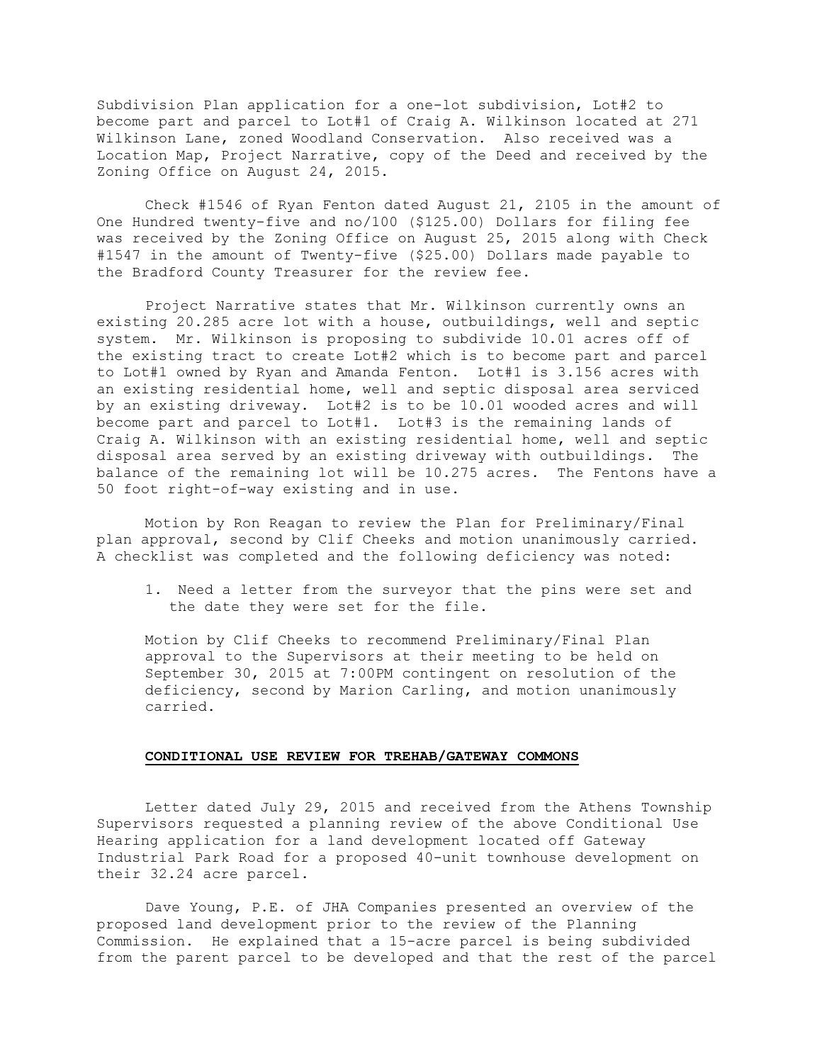Subdivision Plan application for a one-lot subdivision, Lot#2 to become part and parcel to Lot#1 of Craig A. Wilkinson located at 271 Wilkinson Lane, zoned Woodland Conservation. Also received was a Location Map, Project Narrative, copy of the Deed and received by the Zoning Office on August 24, 2015.

Check #1546 of Ryan Fenton dated August 21, 2105 in the amount of One Hundred twenty-five and no/100 ($125.00) Dollars for filing fee was received by the Zoning Office on August 25, 2015 along with Check #1547 in the amount of Twenty-five ($25.00) Dollars made payable to the Bradford County Treasurer for the review fee.

Project Narrative states that Mr. Wilkinson currently owns an existing 20.285 acre lot with a house, outbuildings, well and septic system. Mr. Wilkinson is proposing to subdivide 10.01 acres off of the existing tract to create Lot#2 which is to become part and parcel to Lot#1 owned by Ryan and Amanda Fenton. Lot#1 is 3.156 acres with an existing residential home, well and septic disposal area serviced by an existing driveway. Lot#2 is to be 10.01 wooded acres and will become part and parcel to Lot#1. Lot#3 is the remaining lands of Craig A. Wilkinson with an existing residential home, well and septic disposal area served by an existing driveway with outbuildings. The balance of the remaining lot will be 10.275 acres. The Fentons have a 50 foot right-of-way existing and in use.

Motion by Ron Reagan to review the Plan for Preliminary/Final plan approval, second by Clif Cheeks and motion unanimously carried. A checklist was completed and the following deficiency was noted:

1. Need a letter from the surveyor that the pins were set and the date they were set for the file.

Motion by Clif Cheeks to recommend Preliminary/Final Plan approval to the Supervisors at their meeting to be held on September 30, 2015 at 7:00PM contingent on resolution of the deficiency, second by Marion Carling, and motion unanimously carried.

## **CONDITIONAL USE REVIEW FOR TREHAB/GATEWAY COMMONS**

Letter dated July 29, 2015 and received from the Athens Township Supervisors requested a planning review of the above Conditional Use Hearing application for a land development located off Gateway Industrial Park Road for a proposed 40-unit townhouse development on their 32.24 acre parcel.

Dave Young, P.E. of JHA Companies presented an overview of the proposed land development prior to the review of the Planning Commission. He explained that a 15-acre parcel is being subdivided from the parent parcel to be developed and that the rest of the parcel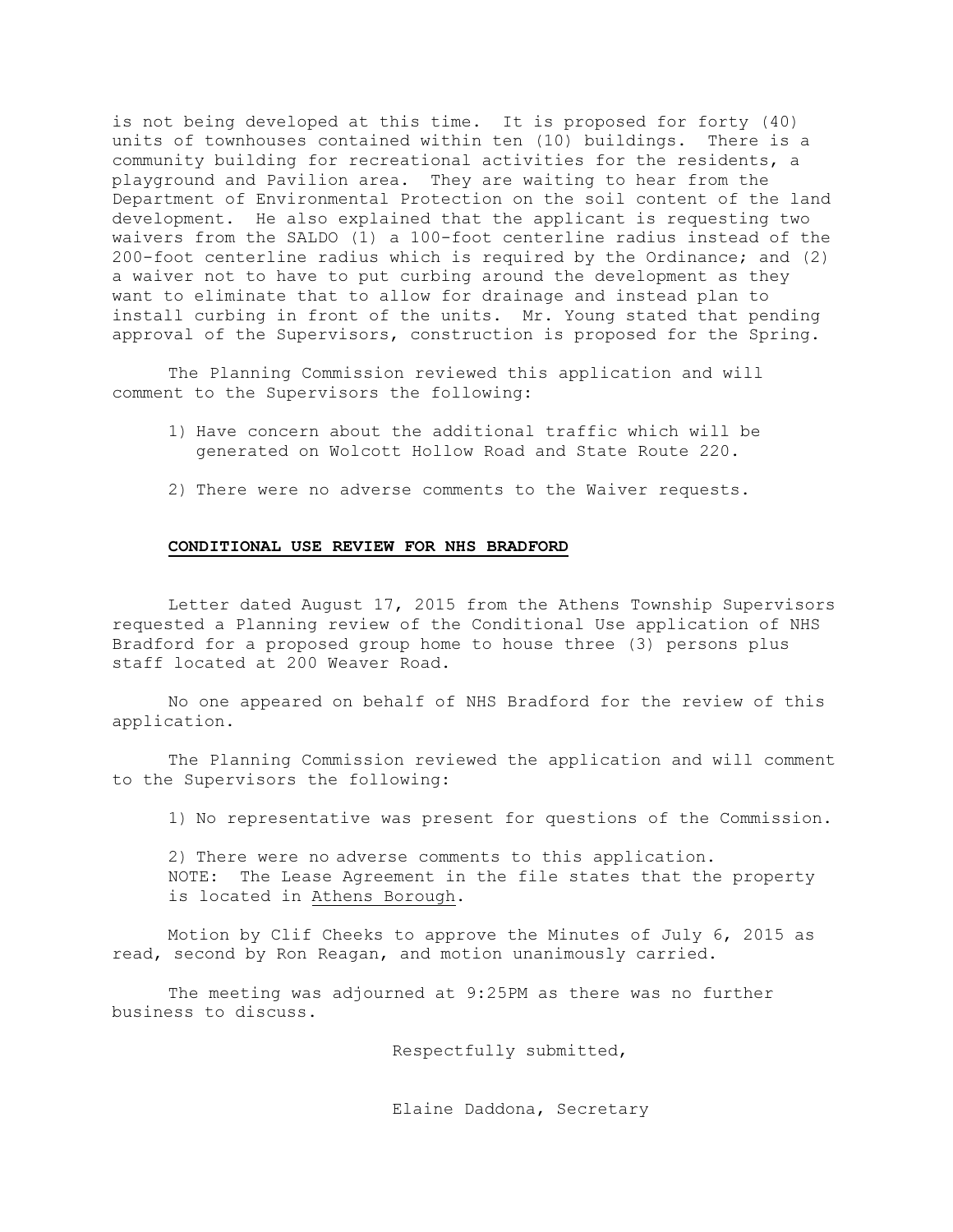is not being developed at this time. It is proposed for forty (40) units of townhouses contained within ten (10) buildings. There is a community building for recreational activities for the residents, a playground and Pavilion area. They are waiting to hear from the Department of Environmental Protection on the soil content of the land development. He also explained that the applicant is requesting two waivers from the SALDO (1) a 100-foot centerline radius instead of the 200-foot centerline radius which is required by the Ordinance; and (2) a waiver not to have to put curbing around the development as they want to eliminate that to allow for drainage and instead plan to install curbing in front of the units. Mr. Young stated that pending approval of the Supervisors, construction is proposed for the Spring.

The Planning Commission reviewed this application and will comment to the Supervisors the following:

1) Have concern about the additional traffic which will be generated on Wolcott Hollow Road and State Route 220.

2) There were no adverse comments to the Waiver requests.

**<u>CONDITIONAL USE REVIEW FOR NHS BRADFORD</u>**

Letter dated August 17, 2015 from the Athens Township Supervisors requested a Planning review of the Conditional Use application of NHS Bradford for a proposed group home to house three (3) persons plus staff located at 200 Weaver Road.

No one appeared on behalf of NHS Bradford for the review of this application.

The Planning Commission reviewed the application and will comment to the Supervisors the following:

1) No representative was present for questions of the Commission.

2) There were no adverse comments to this application.
NOTE: The Lease Agreement in the file states that the property is located in <u>Athens Borough</u>.

Motion by Clif Cheeks to approve the Minutes of July 6, 2015 as read, second by Ron Reagan, and motion unanimously carried.

The meeting was adjourned at 9:25PM as there was no further business to discuss.

Respectfully submitted,

Elaine Daddona, Secretary